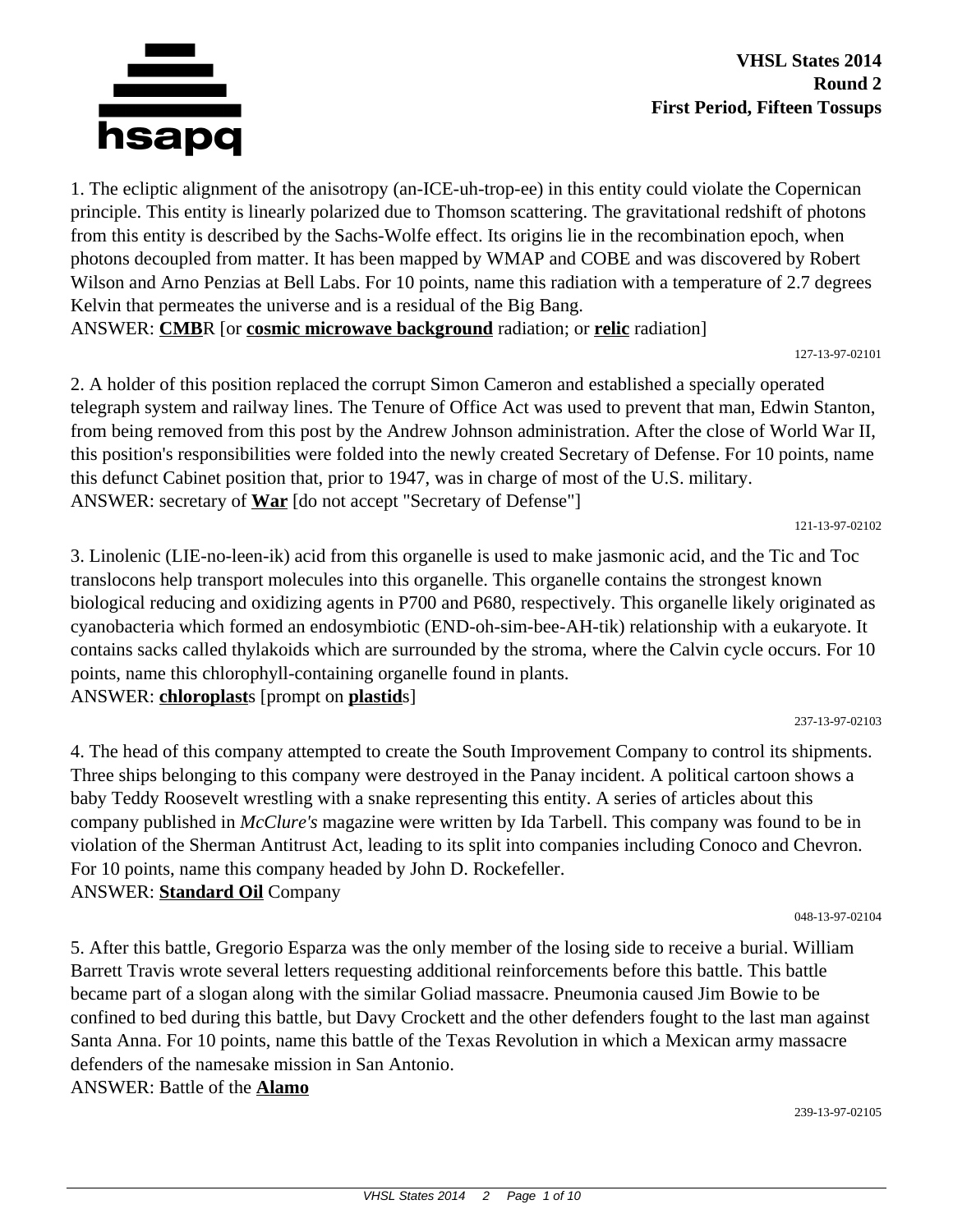**VHSL States 2014**
**Round 2**
**First Period, Fifteen Tossups**

1. The ecliptic alignment of the anisotropy (an-ICE-uh-trop-ee) in this entity could violate the Copernican principle. This entity is linearly polarized due to Thomson scattering. The gravitational redshift of photons from this entity is described by the Sachs-Wolfe effect. Its origins lie in the recombination epoch, when photons decoupled from matter. It has been mapped by WMAP and COBE and was discovered by Robert Wilson and Arno Penzias at Bell Labs. For 10 points, name this radiation with a temperature of 2.7 degrees Kelvin that permeates the universe and is a residual of the Big Bang.
ANSWER: **CMB**R [or **cosmic microwave background** radiation; or **relic** radiation]

127-13-97-02101

2. A holder of this position replaced the corrupt Simon Cameron and established a specially operated telegraph system and railway lines. The Tenure of Office Act was used to prevent that man, Edwin Stanton, from being removed from this post by the Andrew Johnson administration. After the close of World War II, this position's responsibilities were folded into the newly created Secretary of Defense. For 10 points, name this defunct Cabinet position that, prior to 1947, was in charge of most of the U.S. military.
ANSWER: secretary of **War** [do not accept "Secretary of Defense"]

121-13-97-02102

3. Linolenic (LIE-no-leen-ik) acid from this organelle is used to make jasmonic acid, and the Tic and Toc translocons help transport molecules into this organelle. This organelle contains the strongest known biological reducing and oxidizing agents in P700 and P680, respectively. This organelle likely originated as cyanobacteria which formed an endosymbiotic (END-oh-sim-bee-AH-tik) relationship with a eukaryote. It contains sacks called thylakoids which are surrounded by the stroma, where the Calvin cycle occurs. For 10 points, name this chlorophyll-containing organelle found in plants.
ANSWER: **chloroplast**s [prompt on **plastid**s]

237-13-97-02103

4. The head of this company attempted to create the South Improvement Company to control its shipments. Three ships belonging to this company were destroyed in the Panay incident. A political cartoon shows a baby Teddy Roosevelt wrestling with a snake representing this entity. A series of articles about this company published in *McClure's* magazine were written by Ida Tarbell. This company was found to be in violation of the Sherman Antitrust Act, leading to its split into companies including Conoco and Chevron. For 10 points, name this company headed by John D. Rockefeller.
ANSWER: **Standard Oil** Company

048-13-97-02104

5. After this battle, Gregorio Esparza was the only member of the losing side to receive a burial. William Barrett Travis wrote several letters requesting additional reinforcements before this battle. This battle became part of a slogan along with the similar Goliad massacre. Pneumonia caused Jim Bowie to be confined to bed during this battle, but Davy Crockett and the other defenders fought to the last man against Santa Anna. For 10 points, name this battle of the Texas Revolution in which a Mexican army massacre defenders of the namesake mission in San Antonio.
ANSWER: Battle of the **Alamo**

239-13-97-02105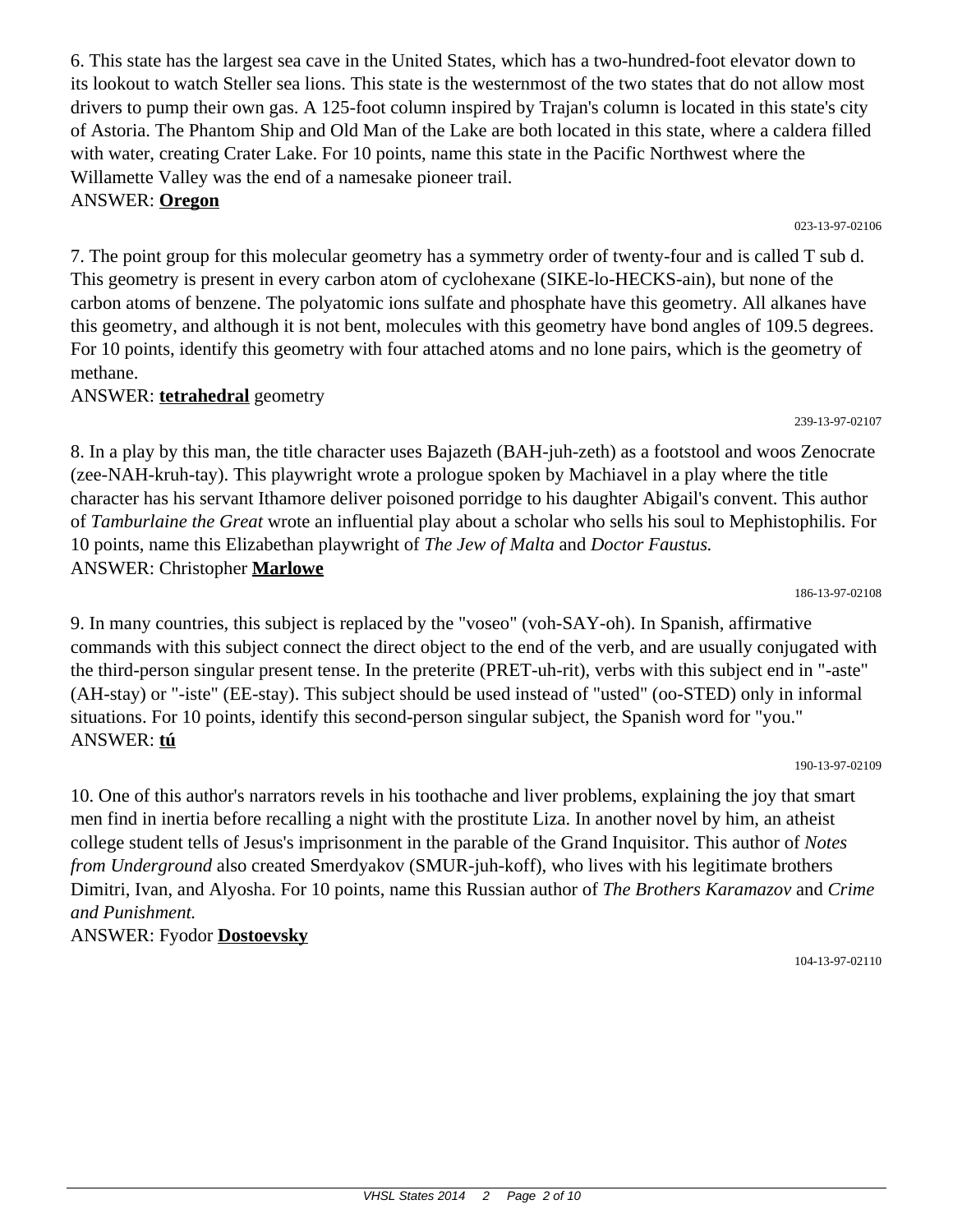6. This state has the largest sea cave in the United States, which has a two-hundred-foot elevator down to its lookout to watch Steller sea lions. This state is the westernmost of the two states that do not allow most drivers to pump their own gas. A 125-foot column inspired by Trajan's column is located in this state's city of Astoria. The Phantom Ship and Old Man of the Lake are both located in this state, where a caldera filled with water, creating Crater Lake. For 10 points, name this state in the Pacific Northwest where the Willamette Valley was the end of a namesake pioneer trail.

ANSWER: **Oregon**

023-13-97-02106

7. The point group for this molecular geometry has a symmetry order of twenty-four and is called T sub d. This geometry is present in every carbon atom of cyclohexane (SIKE-lo-HECKS-ain), but none of the carbon atoms of benzene. The polyatomic ions sulfate and phosphate have this geometry. All alkanes have this geometry, and although it is not bent, molecules with this geometry have bond angles of 109.5 degrees. For 10 points, identify this geometry with four attached atoms and no lone pairs, which is the geometry of methane.

ANSWER: **tetrahedral** geometry

239-13-97-02107

8. In a play by this man, the title character uses Bajazeth (BAH-juh-zeth) as a footstool and woos Zenocrate (zee-NAH-kruh-tay). This playwright wrote a prologue spoken by Machiavel in a play where the title character has his servant Ithamore deliver poisoned porridge to his daughter Abigail's convent. This author of *Tamburlaine the Great* wrote an influential play about a scholar who sells his soul to Mephistophilis. For 10 points, name this Elizabethan playwright of *The Jew of Malta* and *Doctor Faustus.*

ANSWER: Christopher **Marlowe**

186-13-97-02108

9. In many countries, this subject is replaced by the "voseo" (voh-SAY-oh). In Spanish, affirmative commands with this subject connect the direct object to the end of the verb, and are usually conjugated with the third-person singular present tense. In the preterite (PRET-uh-rit), verbs with this subject end in "-aste" (AH-stay) or "-iste" (EE-stay). This subject should be used instead of "usted" (oo-STED) only in informal situations. For 10 points, identify this second-person singular subject, the Spanish word for "you."

ANSWER: **tú**

190-13-97-02109

10. One of this author's narrators revels in his toothache and liver problems, explaining the joy that smart men find in inertia before recalling a night with the prostitute Liza. In another novel by him, an atheist college student tells of Jesus's imprisonment in the parable of the Grand Inquisitor. This author of *Notes from Underground* also created Smerdyakov (SMUR-juh-koff), who lives with his legitimate brothers Dimitri, Ivan, and Alyosha. For 10 points, name this Russian author of *The Brothers Karamazov* and *Crime and Punishment.*

ANSWER: Fyodor **Dostoevsky**

104-13-97-02110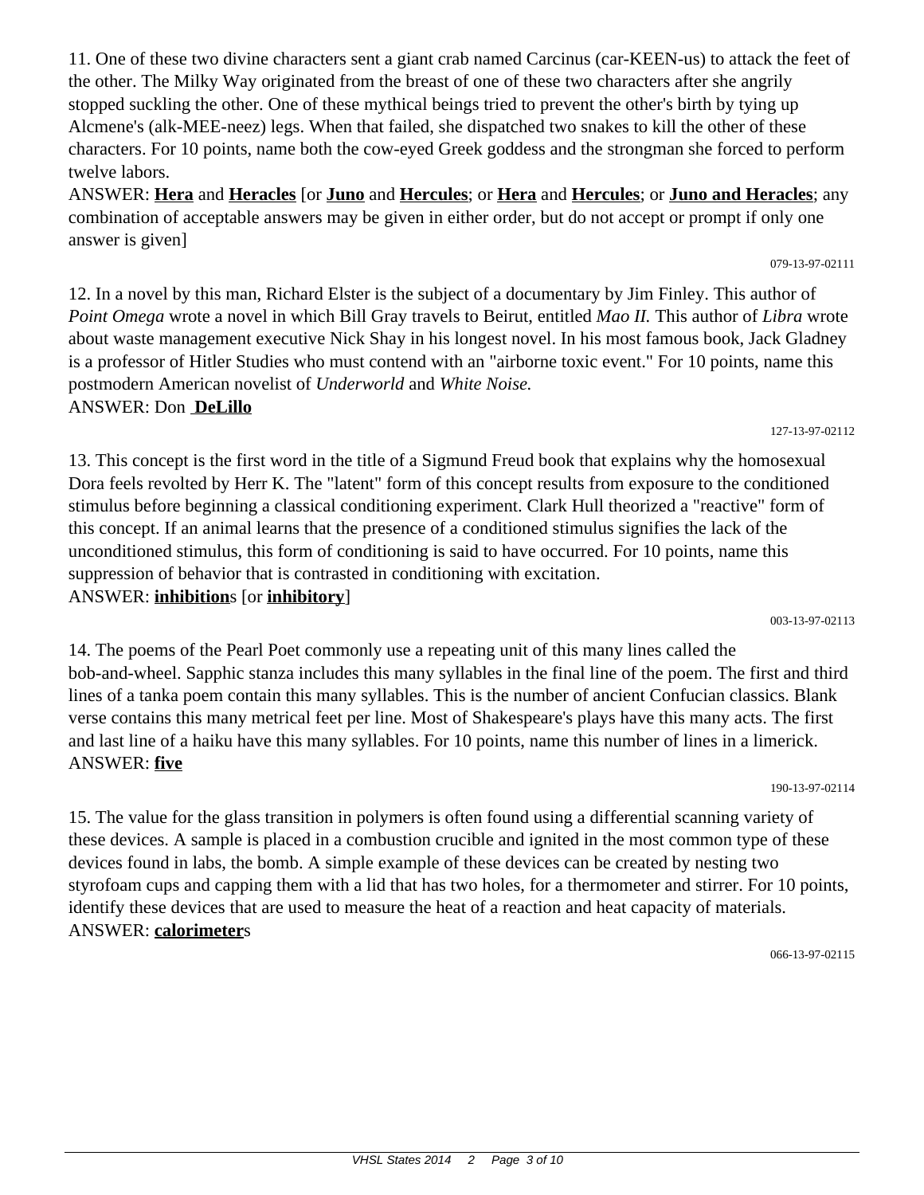11. One of these two divine characters sent a giant crab named Carcinus (car-KEEN-us) to attack the feet of the other. The Milky Way originated from the breast of one of these two characters after she angrily stopped suckling the other. One of these mythical beings tried to prevent the other's birth by tying up Alcmene's (alk-MEE-neez) legs. When that failed, she dispatched two snakes to kill the other of these characters. For 10 points, name both the cow-eyed Greek goddess and the strongman she forced to perform twelve labors.

ANSWER: **Hera** and **Heracles** [or **Juno** and **Hercules**; or **Hera** and **Hercules**; or **Juno and Heracles**; any combination of acceptable answers may be given in either order, but do not accept or prompt if only one answer is given]

079-13-97-02111

12. In a novel by this man, Richard Elster is the subject of a documentary by Jim Finley. This author of *Point Omega* wrote a novel in which Bill Gray travels to Beirut, entitled *Mao II.* This author of *Libra* wrote about waste management executive Nick Shay in his longest novel. In his most famous book, Jack Gladney is a professor of Hitler Studies who must contend with an "airborne toxic event." For 10 points, name this postmodern American novelist of *Underworld* and *White Noise.*

ANSWER: Don **DeLillo**

127-13-97-02112

13. This concept is the first word in the title of a Sigmund Freud book that explains why the homosexual Dora feels revolted by Herr K. The "latent" form of this concept results from exposure to the conditioned stimulus before beginning a classical conditioning experiment. Clark Hull theorized a "reactive" form of this concept. If an animal learns that the presence of a conditioned stimulus signifies the lack of the unconditioned stimulus, this form of conditioning is said to have occurred. For 10 points, name this suppression of behavior that is contrasted in conditioning with excitation.

ANSWER: **inhibition**s [or **inhibitory**]

003-13-97-02113

14. The poems of the Pearl Poet commonly use a repeating unit of this many lines called the bob-and-wheel. Sapphic stanza includes this many syllables in the final line of the poem. The first and third lines of a tanka poem contain this many syllables. This is the number of ancient Confucian classics. Blank verse contains this many metrical feet per line. Most of Shakespeare's plays have this many acts. The first and last line of a haiku have this many syllables. For 10 points, name this number of lines in a limerick.

ANSWER: **five**

190-13-97-02114

15. The value for the glass transition in polymers is often found using a differential scanning variety of these devices. A sample is placed in a combustion crucible and ignited in the most common type of these devices found in labs, the bomb. A simple example of these devices can be created by nesting two styrofoam cups and capping them with a lid that has two holes, for a thermometer and stirrer. For 10 points, identify these devices that are used to measure the heat of a reaction and heat capacity of materials.

ANSWER: **calorimeter**s

066-13-97-02115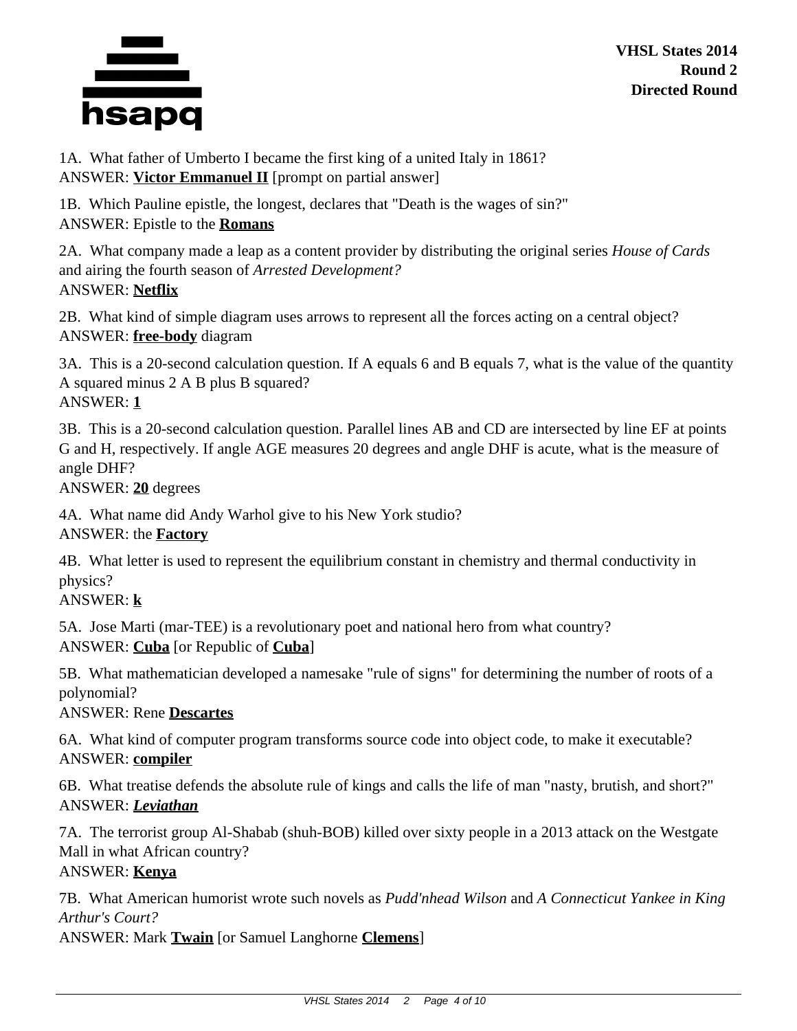**VHSL States 2014**
**Round 2**
**Directed Round**

1A. What father of Umberto I became the first king of a united Italy in 1861?
ANSWER: **Victor Emmanuel II** [prompt on partial answer]

1B. Which Pauline epistle, the longest, declares that "Death is the wages of sin?"
ANSWER: Epistle to the **Romans**

2A. What company made a leap as a content provider by distributing the original series *House of Cards* and airing the fourth season of *Arrested Development?*
ANSWER: **Netflix**

2B. What kind of simple diagram uses arrows to represent all the forces acting on a central object?
ANSWER: **free-body** diagram

3A. This is a 20-second calculation question. If A equals 6 and B equals 7, what is the value of the quantity A squared minus 2 A B plus B squared?
ANSWER: **1**

3B. This is a 20-second calculation question. Parallel lines AB and CD are intersected by line EF at points G and H, respectively. If angle AGE measures 20 degrees and angle DHF is acute, what is the measure of angle DHF?
ANSWER: **20** degrees

4A. What name did Andy Warhol give to his New York studio?
ANSWER: the **Factory**

4B. What letter is used to represent the equilibrium constant in chemistry and thermal conductivity in physics?
ANSWER: **k**

5A. Jose Marti (mar-TEE) is a revolutionary poet and national hero from what country?
ANSWER: **Cuba** [or Republic of **Cuba**]

5B. What mathematician developed a namesake "rule of signs" for determining the number of roots of a polynomial?
ANSWER: Rene **Descartes**

6A. What kind of computer program transforms source code into object code, to make it executable?
ANSWER: **compiler**

6B. What treatise defends the absolute rule of kings and calls the life of man "nasty, brutish, and short?"
ANSWER: ***Leviathan***

7A. The terrorist group Al-Shabab (shuh-BOB) killed over sixty people in a 2013 attack on the Westgate Mall in what African country?
ANSWER: **Kenya**

7B. What American humorist wrote such novels as *Pudd'nhead Wilson* and *A Connecticut Yankee in King Arthur's Court?*
ANSWER: Mark **Twain** [or Samuel Langhorne **Clemens**]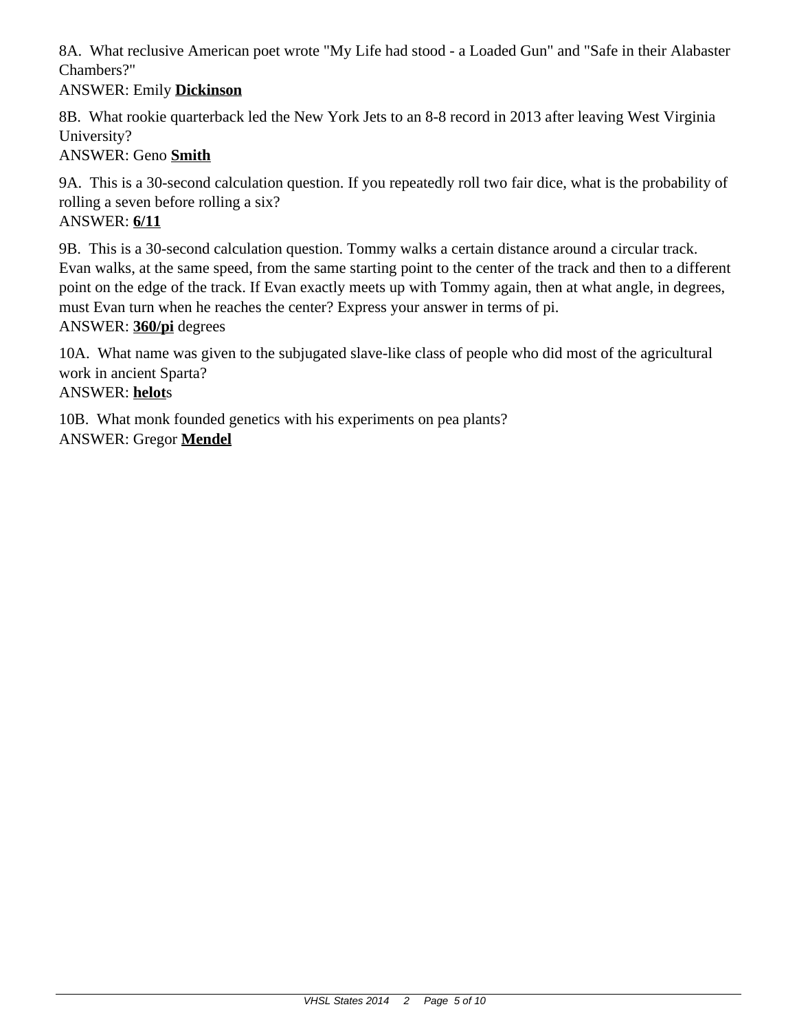8A. What reclusive American poet wrote "My Life had stood - a Loaded Gun" and "Safe in their Alabaster Chambers?"
ANSWER: Emily **<u>Dickinson</u>**

8B. What rookie quarterback led the New York Jets to an 8-8 record in 2013 after leaving West Virginia University?
ANSWER: Geno **<u>Smith</u>**

9A. This is a 30-second calculation question. If you repeatedly roll two fair dice, what is the probability of rolling a seven before rolling a six?
ANSWER: **<u>6/11</u>**

9B. This is a 30-second calculation question. Tommy walks a certain distance around a circular track. Evan walks, at the same speed, from the same starting point to the center of the track and then to a different point on the edge of the track. If Evan exactly meets up with Tommy again, then at what angle, in degrees, must Evan turn when he reaches the center? Express your answer in terms of pi.
ANSWER: **<u>360/pi</u>** degrees

10A. What name was given to the subjugated slave-like class of people who did most of the agricultural work in ancient Sparta?
ANSWER: **<u>helot</u>**s

10B. What monk founded genetics with his experiments on pea plants?
ANSWER: Gregor **<u>Mendel</u>**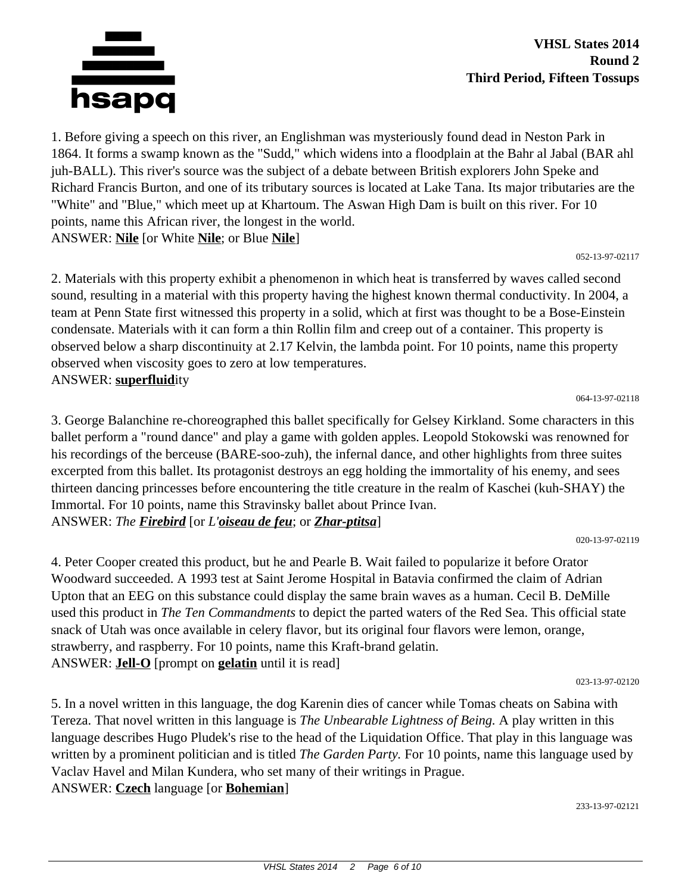**VHSL States 2014**
**Round 2**
**Third Period, Fifteen Tossups**

1. Before giving a speech on this river, an Englishman was mysteriously found dead in Neston Park in 1864. It forms a swamp known as the "Sudd," which widens into a floodplain at the Bahr al Jabal (BAR ahl juh-BALL). This river's source was the subject of a debate between British explorers John Speke and Richard Francis Burton, and one of its tributary sources is located at Lake Tana. Its major tributaries are the "White" and "Blue," which meet up at Khartoum. The Aswan High Dam is built on this river. For 10 points, name this African river, the longest in the world.
ANSWER: **Nile** [or White **Nile**; or Blue **Nile**]

052-13-97-02117

2. Materials with this property exhibit a phenomenon in which heat is transferred by waves called second sound, resulting in a material with this property having the highest known thermal conductivity. In 2004, a team at Penn State first witnessed this property in a solid, which at first was thought to be a Bose-Einstein condensate. Materials with it can form a thin Rollin film and creep out of a container. This property is observed below a sharp discontinuity at 2.17 Kelvin, the lambda point. For 10 points, name this property observed when viscosity goes to zero at low temperatures.
ANSWER: **superfluid**ity

064-13-97-02118

3. George Balanchine re-choreographed this ballet specifically for Gelsey Kirkland. Some characters in this ballet perform a "round dance" and play a game with golden apples. Leopold Stokowski was renowned for his recordings of the berceuse (BARE-soo-zuh), the infernal dance, and other highlights from three suites excerpted from this ballet. Its protagonist destroys an egg holding the immortality of his enemy, and sees thirteen dancing princesses before encountering the title creature in the realm of Kaschei (kuh-SHAY) the Immortal. For 10 points, name this Stravinsky ballet about Prince Ivan.
ANSWER: *The **Firebird*** [or *L'**oiseau de feu***; or ***Zhar-ptitsa***]

020-13-97-02119

4. Peter Cooper created this product, but he and Pearle B. Wait failed to popularize it before Orator Woodward succeeded. A 1993 test at Saint Jerome Hospital in Batavia confirmed the claim of Adrian Upton that an EEG on this substance could display the same brain waves as a human. Cecil B. DeMille used this product in *The Ten Commandments* to depict the parted waters of the Red Sea. This official state snack of Utah was once available in celery flavor, but its original four flavors were lemon, orange, strawberry, and raspberry. For 10 points, name this Kraft-brand gelatin.
ANSWER: **Jell-O** [prompt on **gelatin** until it is read]

023-13-97-02120

5. In a novel written in this language, the dog Karenin dies of cancer while Tomas cheats on Sabina with Tereza. That novel written in this language is *The Unbearable Lightness of Being.* A play written in this language describes Hugo Pludek's rise to the head of the Liquidation Office. That play in this language was written by a prominent politician and is titled *The Garden Party.* For 10 points, name this language used by Vaclav Havel and Milan Kundera, who set many of their writings in Prague.
ANSWER: **Czech** language [or **Bohemian**]

233-13-97-02121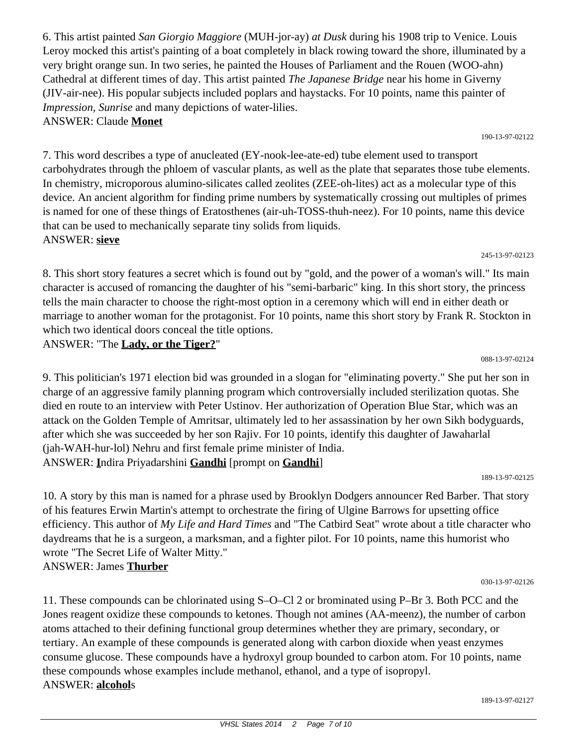6. This artist painted *San Giorgio Maggiore* (MUH-jor-ay) *at Dusk* during his 1908 trip to Venice. Louis Leroy mocked this artist's painting of a boat completely in black rowing toward the shore, illuminated by a very bright orange sun. In two series, he painted the Houses of Parliament and the Rouen (WOO-ahn) Cathedral at different times of day. This artist painted *The Japanese Bridge* near his home in Giverny (JIV-air-nee). His popular subjects included poplars and haystacks. For 10 points, name this painter of *Impression, Sunrise* and many depictions of water-lilies.
ANSWER: Claude **Monet**

190-13-97-02122

7. This word describes a type of anucleated (EY-nook-lee-ate-ed) tube element used to transport carbohydrates through the phloem of vascular plants, as well as the plate that separates those tube elements. In chemistry, microporous alumino-silicates called zeolites (ZEE-oh-lites) act as a molecular type of this device. An ancient algorithm for finding prime numbers by systematically crossing out multiples of primes is named for one of these things of Eratosthenes (air-uh-TOSS-thuh-neez). For 10 points, name this device that can be used to mechanically separate tiny solids from liquids.
ANSWER: **sieve**

245-13-97-02123

8. This short story features a secret which is found out by "gold, and the power of a woman's will." Its main character is accused of romancing the daughter of his "semi-barbaric" king. In this short story, the princess tells the main character to choose the right-most option in a ceremony which will end in either death or marriage to another woman for the protagonist. For 10 points, name this short story by Frank R. Stockton in which two identical doors conceal the title options.
ANSWER: "The **Lady, or the Tiger?**"

088-13-97-02124

9. This politician's 1971 election bid was grounded in a slogan for "eliminating poverty." She put her son in charge of an aggressive family planning program which controversially included sterilization quotas. She died en route to an interview with Peter Ustinov. Her authorization of Operation Blue Star, which was an attack on the Golden Temple of Amritsar, ultimately led to her assassination by her own Sikh bodyguards, after which she was succeeded by her son Rajiv. For 10 points, identify this daughter of Jawaharlal (jah-WAH-hur-lol) Nehru and first female prime minister of India.
ANSWER: **I**ndira Priyadarshini **Gandhi** [prompt on **Gandhi**]

189-13-97-02125

10. A story by this man is named for a phrase used by Brooklyn Dodgers announcer Red Barber. That story of his features Erwin Martin's attempt to orchestrate the firing of Ulgine Barrows for upsetting office efficiency. This author of *My Life and Hard Times* and "The Catbird Seat" wrote about a title character who daydreams that he is a surgeon, a marksman, and a fighter pilot. For 10 points, name this humorist who wrote "The Secret Life of Walter Mitty."
ANSWER: James **Thurber**

030-13-97-02126

11. These compounds can be chlorinated using S–O–Cl 2 or brominated using P–Br 3. Both PCC and the Jones reagent oxidize these compounds to ketones. Though not amines (AA-meenz), the number of carbon atoms attached to their defining functional group determines whether they are primary, secondary, or tertiary. An example of these compounds is generated along with carbon dioxide when yeast enzymes consume glucose. These compounds have a hydroxyl group bounded to carbon atom. For 10 points, name these compounds whose examples include methanol, ethanol, and a type of isopropyl.
ANSWER: **alcohol**s

189-13-97-02127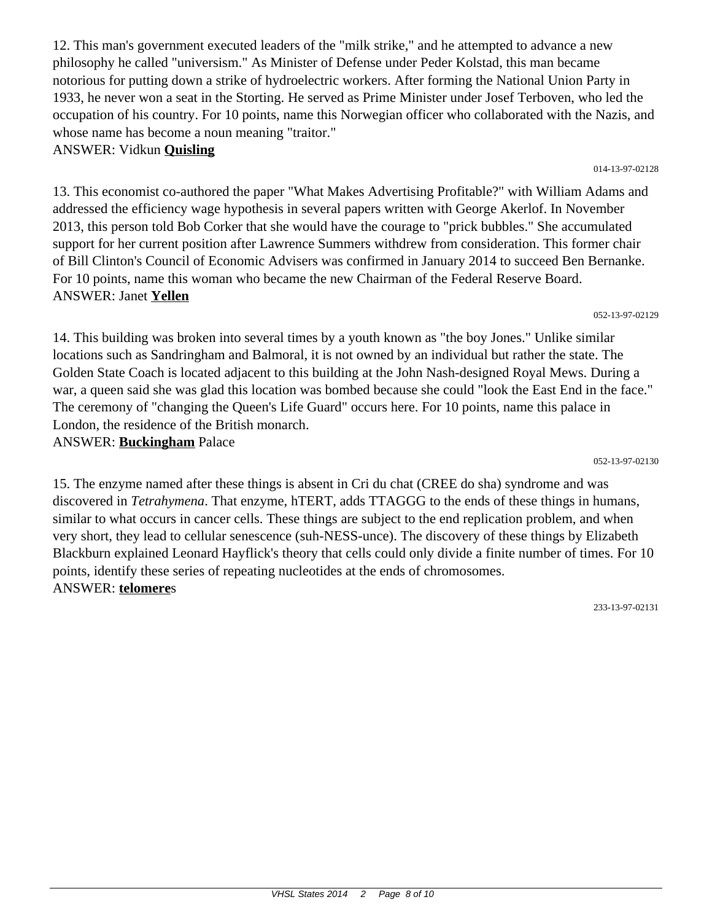12. This man's government executed leaders of the "milk strike," and he attempted to advance a new philosophy he called "universism." As Minister of Defense under Peder Kolstad, this man became notorious for putting down a strike of hydroelectric workers. After forming the National Union Party in 1933, he never won a seat in the Storting. He served as Prime Minister under Josef Terboven, who led the occupation of his country. For 10 points, name this Norwegian officer who collaborated with the Nazis, and whose name has become a noun meaning "traitor."
ANSWER: Vidkun **Quisling**

014-13-97-02128

13. This economist co-authored the paper "What Makes Advertising Profitable?" with William Adams and addressed the efficiency wage hypothesis in several papers written with George Akerlof. In November 2013, this person told Bob Corker that she would have the courage to "prick bubbles." She accumulated support for her current position after Lawrence Summers withdrew from consideration. This former chair of Bill Clinton's Council of Economic Advisers was confirmed in January 2014 to succeed Ben Bernanke. For 10 points, name this woman who became the new Chairman of the Federal Reserve Board.
ANSWER: Janet **Yellen**

052-13-97-02129

14. This building was broken into several times by a youth known as "the boy Jones." Unlike similar locations such as Sandringham and Balmoral, it is not owned by an individual but rather the state. The Golden State Coach is located adjacent to this building at the John Nash-designed Royal Mews. During a war, a queen said she was glad this location was bombed because she could "look the East End in the face." The ceremony of "changing the Queen's Life Guard" occurs here. For 10 points, name this palace in London, the residence of the British monarch.
ANSWER: **Buckingham** Palace

052-13-97-02130

15. The enzyme named after these things is absent in Cri du chat (CREE do sha) syndrome and was discovered in *Tetrahymena*. That enzyme, hTERT, adds TTAGGG to the ends of these things in humans, similar to what occurs in cancer cells. These things are subject to the end replication problem, and when very short, they lead to cellular senescence (suh-NESS-unce). The discovery of these things by Elizabeth Blackburn explained Leonard Hayflick's theory that cells could only divide a finite number of times. For 10 points, identify these series of repeating nucleotides at the ends of chromosomes.
ANSWER: **telomere**s

233-13-97-02131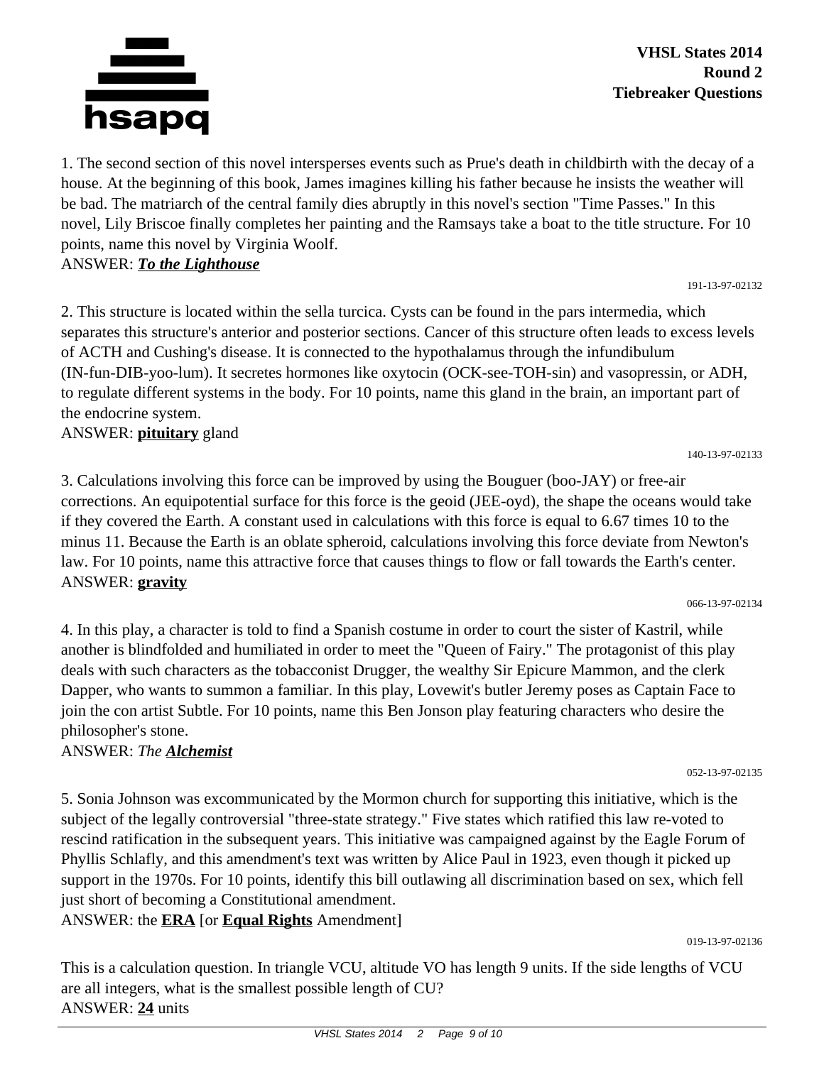**VHSL States 2014**
**Round 2**
**Tiebreaker Questions**

1. The second section of this novel intersperses events such as Prue's death in childbirth with the decay of a house. At the beginning of this book, James imagines killing his father because he insists the weather will be bad. The matriarch of the central family dies abruptly in this novel's section "Time Passes." In this novel, Lily Briscoe finally completes her painting and the Ramsays take a boat to the title structure. For 10 points, name this novel by Virginia Woolf.
ANSWER: ***To the Lighthouse***

191-13-97-02132

2. This structure is located within the sella turcica. Cysts can be found in the pars intermedia, which separates this structure's anterior and posterior sections. Cancer of this structure often leads to excess levels of ACTH and Cushing's disease. It is connected to the hypothalamus through the infundibulum (IN-fun-DIB-yoo-lum). It secretes hormones like oxytocin (OCK-see-TOH-sin) and vasopressin, or ADH, to regulate different systems in the body. For 10 points, name this gland in the brain, an important part of the endocrine system.
ANSWER: **pituitary** gland

140-13-97-02133

3. Calculations involving this force can be improved by using the Bouguer (boo-JAY) or free-air corrections. An equipotential surface for this force is the geoid (JEE-oyd), the shape the oceans would take if they covered the Earth. A constant used in calculations with this force is equal to 6.67 times 10 to the minus 11. Because the Earth is an oblate spheroid, calculations involving this force deviate from Newton's law. For 10 points, name this attractive force that causes things to flow or fall towards the Earth's center.
ANSWER: **gravity**

066-13-97-02134

4. In this play, a character is told to find a Spanish costume in order to court the sister of Kastril, while another is blindfolded and humiliated in order to meet the "Queen of Fairy." The protagonist of this play deals with such characters as the tobacconist Drugger, the wealthy Sir Epicure Mammon, and the clerk Dapper, who wants to summon a familiar. In this play, Lovewit's butler Jeremy poses as Captain Face to join the con artist Subtle. For 10 points, name this Ben Jonson play featuring characters who desire the philosopher's stone.
ANSWER: *The* ***Alchemist***

052-13-97-02135

5. Sonia Johnson was excommunicated by the Mormon church for supporting this initiative, which is the subject of the legally controversial "three-state strategy." Five states which ratified this law re-voted to rescind ratification in the subsequent years. This initiative was campaigned against by the Eagle Forum of Phyllis Schlafly, and this amendment's text was written by Alice Paul in 1923, even though it picked up support in the 1970s. For 10 points, identify this bill outlawing all discrimination based on sex, which fell just short of becoming a Constitutional amendment.
ANSWER: the **ERA** [or **Equal Rights** Amendment]

019-13-97-02136

This is a calculation question. In triangle VCU, altitude VO has length 9 units. If the side lengths of VCU are all integers, what is the smallest possible length of CU?
ANSWER: **24** units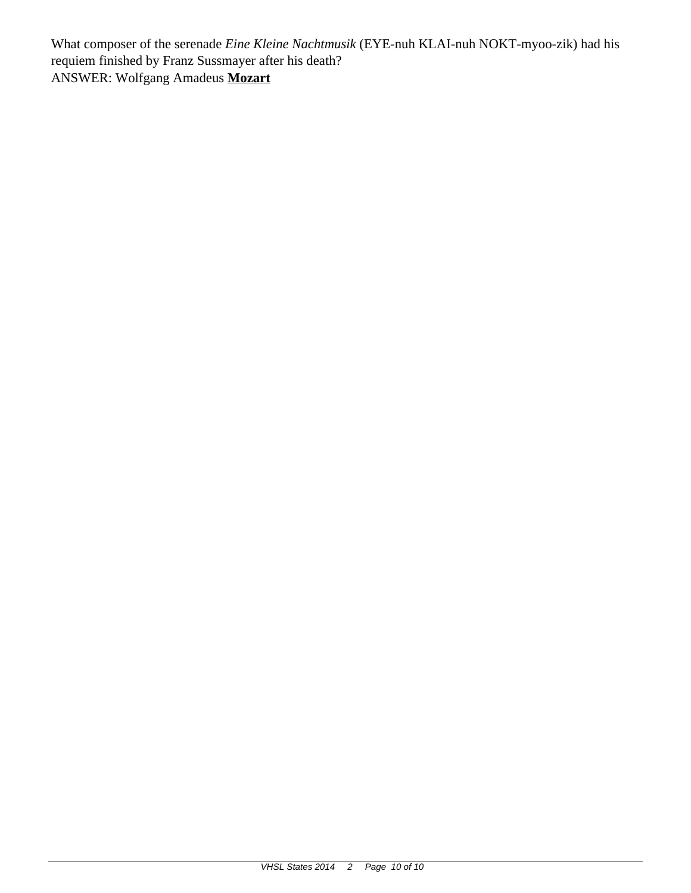What composer of the serenade *Eine Kleine Nachtmusik* (EYE-nuh KLAI-nuh NOKT-myoo-zik) had his requiem finished by Franz Sussmayer after his death?
ANSWER: Wolfgang Amadeus **Mozart**